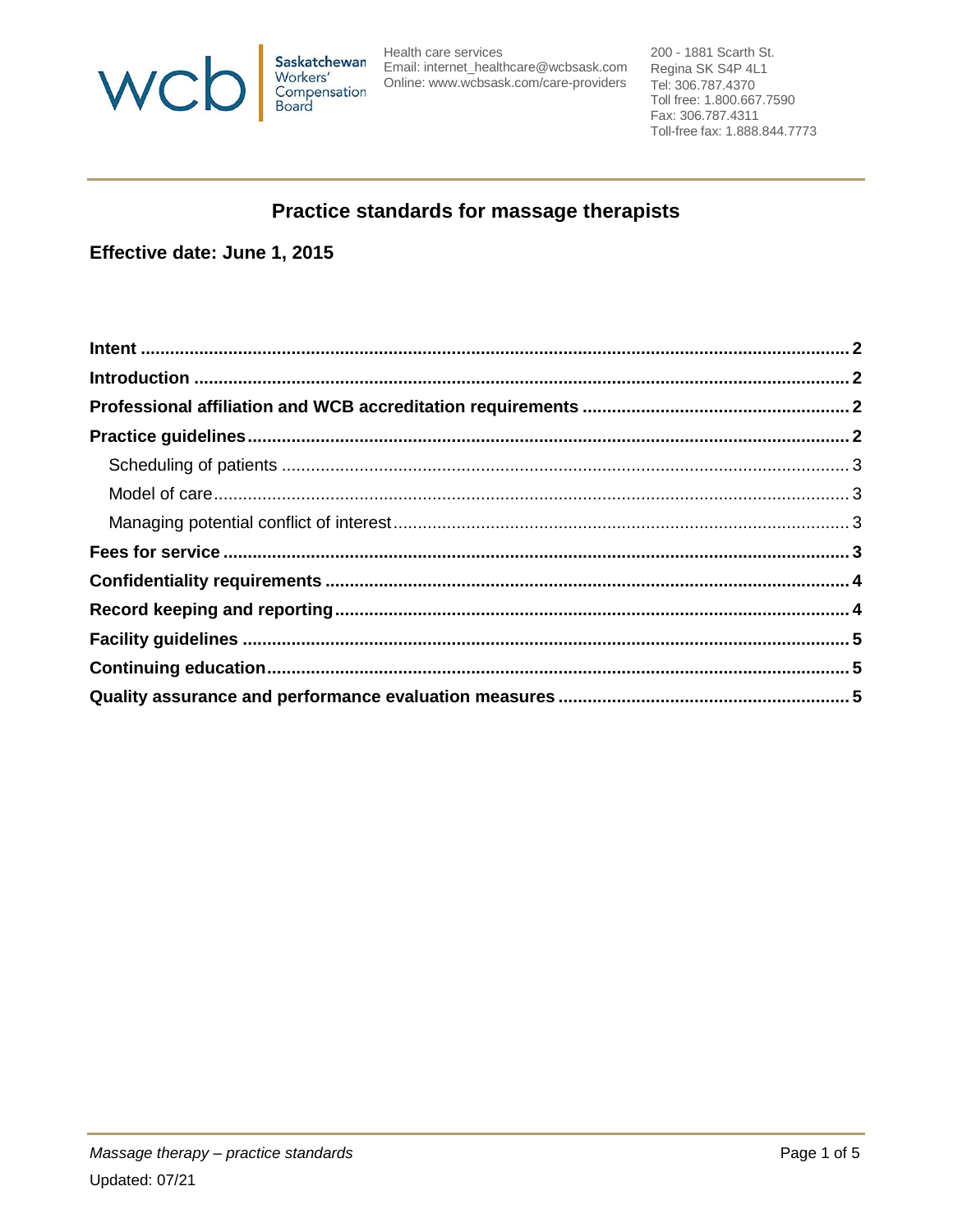Saskatchewan Workers' Compensation Board

Health care services
Email: internet_healthcare@wcbsask.com
Online: www.wcbsask.com/care-providers

200 - 1881 Scarth St.
Regina SK S4P 4L1
Tel: 306.787.4370
Toll free: 1.800.667.7590
Fax: 306.787.4311
Toll-free fax: 1.888.844.7773

# Practice standards for massage therapists

**Effective date: June 1, 2015**

**Intent** .......... 2
**Introduction** .......... 2
**Professional affiliation and WCB accreditation requirements** .......... 2
**Practice guidelines** .......... 2
- Scheduling of patients .......... 3
- Model of care .......... 3
- Managing potential conflict of interest .......... 3

**Fees for service** .......... 3
**Confidentiality requirements** .......... 4
**Record keeping and reporting** .......... 4
**Facility guidelines** .......... 5
**Continuing education** .......... 5
**Quality assurance and performance evaluation measures** .......... 5

*Massage therapy – practice standards*
Updated: 07/21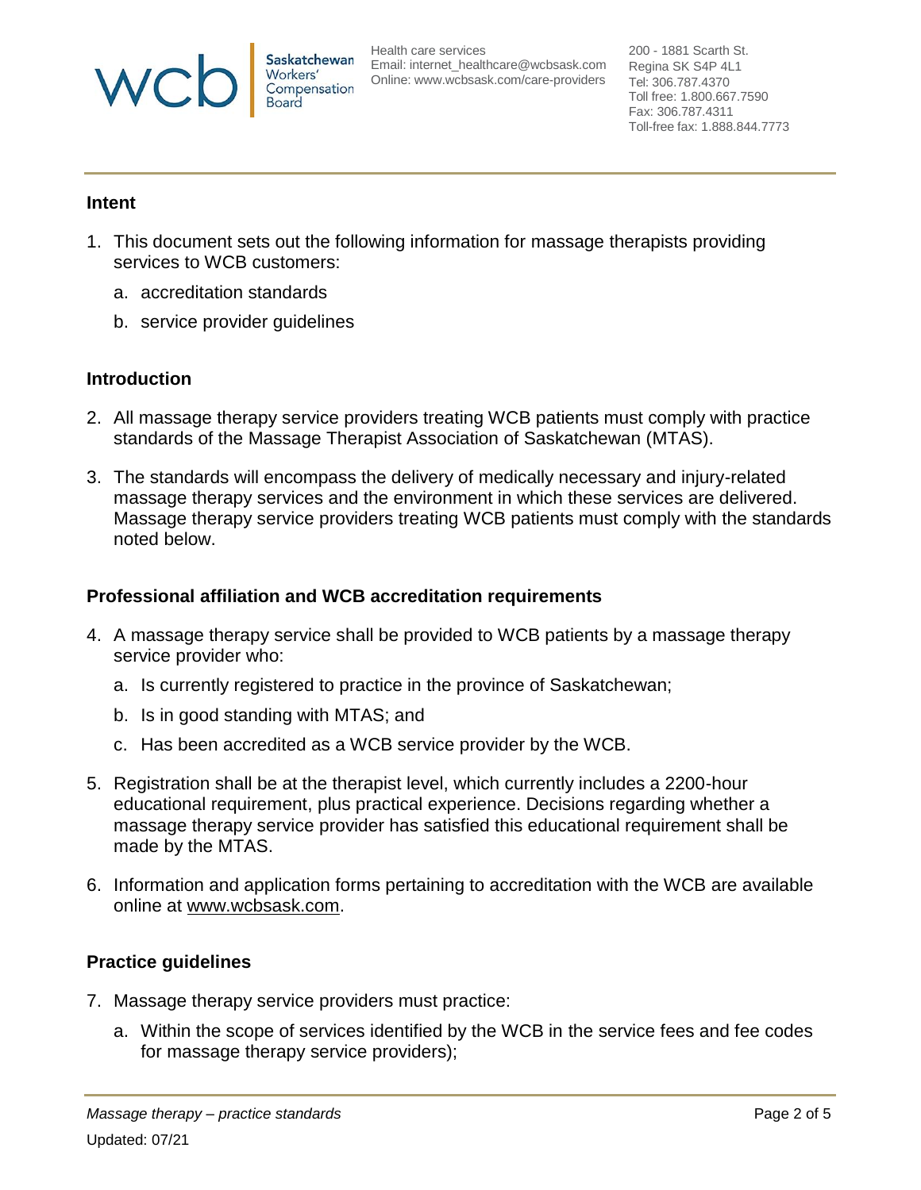## Intent

1. This document sets out the following information for massage therapists providing services to WCB customers:
   a. accreditation standards
   b. service provider guidelines

## Introduction

2. All massage therapy service providers treating WCB patients must comply with practice standards of the Massage Therapist Association of Saskatchewan (MTAS).
3. The standards will encompass the delivery of medically necessary and injury-related massage therapy services and the environment in which these services are delivered. Massage therapy service providers treating WCB patients must comply with the standards noted below.

## Professional affiliation and WCB accreditation requirements

4. A massage therapy service shall be provided to WCB patients by a massage therapy service provider who:
   a. Is currently registered to practice in the province of Saskatchewan;
   b. Is in good standing with MTAS; and
   c. Has been accredited as a WCB service provider by the WCB.
5. Registration shall be at the therapist level, which currently includes a 2200-hour educational requirement, plus practical experience. Decisions regarding whether a massage therapy service provider has satisfied this educational requirement shall be made by the MTAS.
6. Information and application forms pertaining to accreditation with the WCB are available online at www.wcbsask.com.

## Practice guidelines

7. Massage therapy service providers must practice:
   a. Within the scope of services identified by the WCB in the service fees and fee codes for massage therapy service providers);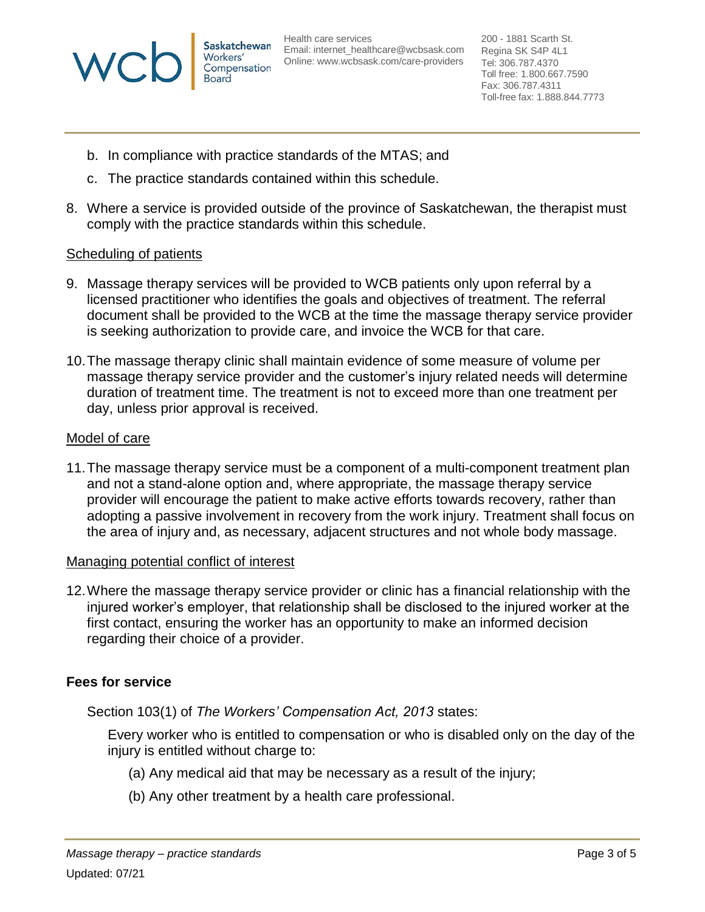b. In compliance with practice standards of the MTAS; and

c. The practice standards contained within this schedule.

8. Where a service is provided outside of the province of Saskatchewan, the therapist must comply with the practice standards within this schedule.

Scheduling of patients

9. Massage therapy services will be provided to WCB patients only upon referral by a licensed practitioner who identifies the goals and objectives of treatment. The referral document shall be provided to the WCB at the time the massage therapy service provider is seeking authorization to provide care, and invoice the WCB for that care.

10. The massage therapy clinic shall maintain evidence of some measure of volume per massage therapy service provider and the customer's injury related needs will determine duration of treatment time. The treatment is not to exceed more than one treatment per day, unless prior approval is received.

Model of care

11. The massage therapy service must be a component of a multi-component treatment plan and not a stand-alone option and, where appropriate, the massage therapy service provider will encourage the patient to make active efforts towards recovery, rather than adopting a passive involvement in recovery from the work injury. Treatment shall focus on the area of injury and, as necessary, adjacent structures and not whole body massage.

Managing potential conflict of interest

12. Where the massage therapy service provider or clinic has a financial relationship with the injured worker's employer, that relationship shall be disclosed to the injured worker at the first contact, ensuring the worker has an opportunity to make an informed decision regarding their choice of a provider.

**Fees for service**

Section 103(1) of *The Workers' Compensation Act, 2013* states:

Every worker who is entitled to compensation or who is disabled only on the day of the injury is entitled without charge to:

(a) Any medical aid that may be necessary as a result of the injury;

(b) Any other treatment by a health care professional.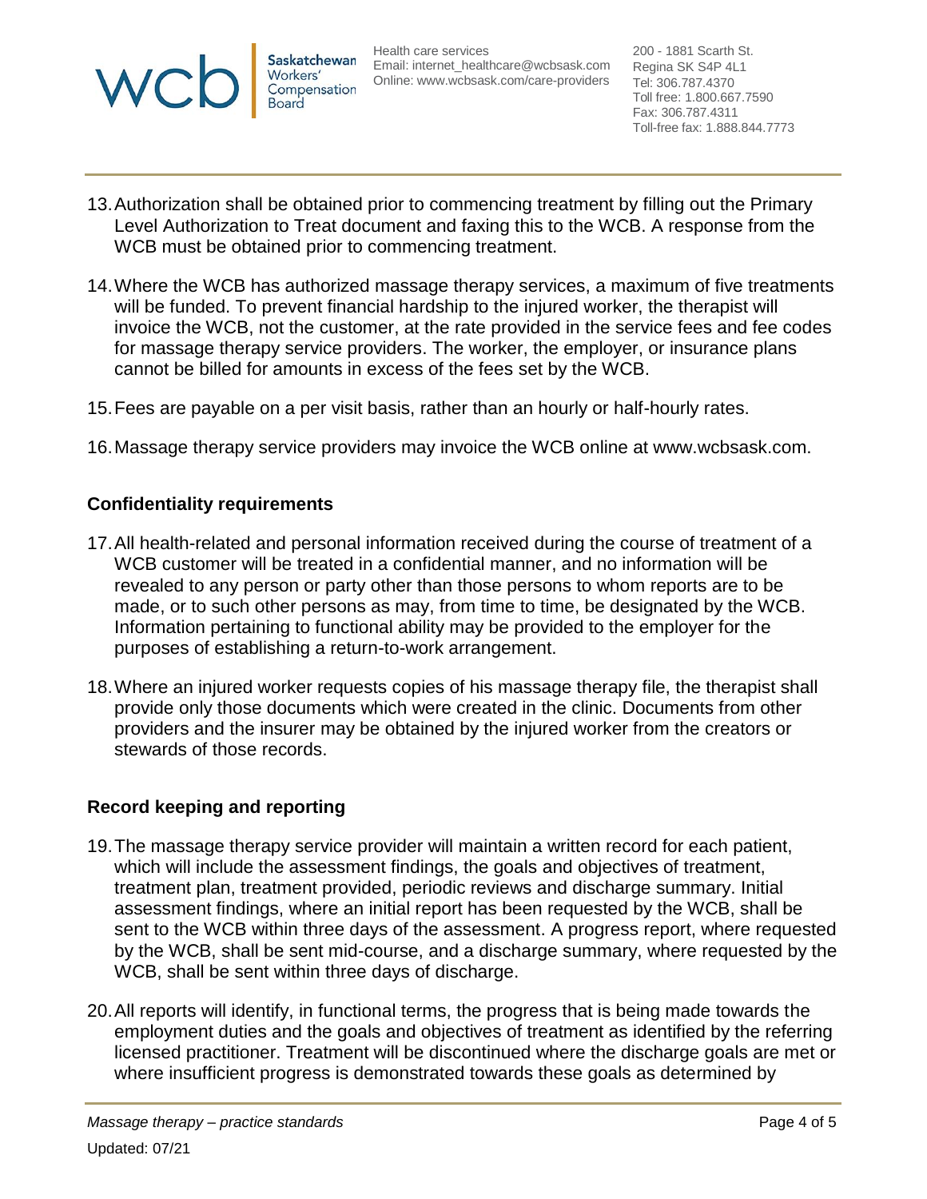13. Authorization shall be obtained prior to commencing treatment by filling out the Primary Level Authorization to Treat document and faxing this to the WCB. A response from the WCB must be obtained prior to commencing treatment.

14. Where the WCB has authorized massage therapy services, a maximum of five treatments will be funded. To prevent financial hardship to the injured worker, the therapist will invoice the WCB, not the customer, at the rate provided in the service fees and fee codes for massage therapy service providers. The worker, the employer, or insurance plans cannot be billed for amounts in excess of the fees set by the WCB.

15. Fees are payable on a per visit basis, rather than an hourly or half-hourly rates.

16. Massage therapy service providers may invoice the WCB online at www.wcbsask.com.

## Confidentiality requirements

17. All health-related and personal information received during the course of treatment of a WCB customer will be treated in a confidential manner, and no information will be revealed to any person or party other than those persons to whom reports are to be made, or to such other persons as may, from time to time, be designated by the WCB. Information pertaining to functional ability may be provided to the employer for the purposes of establishing a return-to-work arrangement.

18. Where an injured worker requests copies of his massage therapy file, the therapist shall provide only those documents which were created in the clinic. Documents from other providers and the insurer may be obtained by the injured worker from the creators or stewards of those records.

## Record keeping and reporting

19. The massage therapy service provider will maintain a written record for each patient, which will include the assessment findings, the goals and objectives of treatment, treatment plan, treatment provided, periodic reviews and discharge summary. Initial assessment findings, where an initial report has been requested by the WCB, shall be sent to the WCB within three days of the assessment. A progress report, where requested by the WCB, shall be sent mid-course, and a discharge summary, where requested by the WCB, shall be sent within three days of discharge.

20. All reports will identify, in functional terms, the progress that is being made towards the employment duties and the goals and objectives of treatment as identified by the referring licensed practitioner. Treatment will be discontinued where the discharge goals are met or where insufficient progress is demonstrated towards these goals as determined by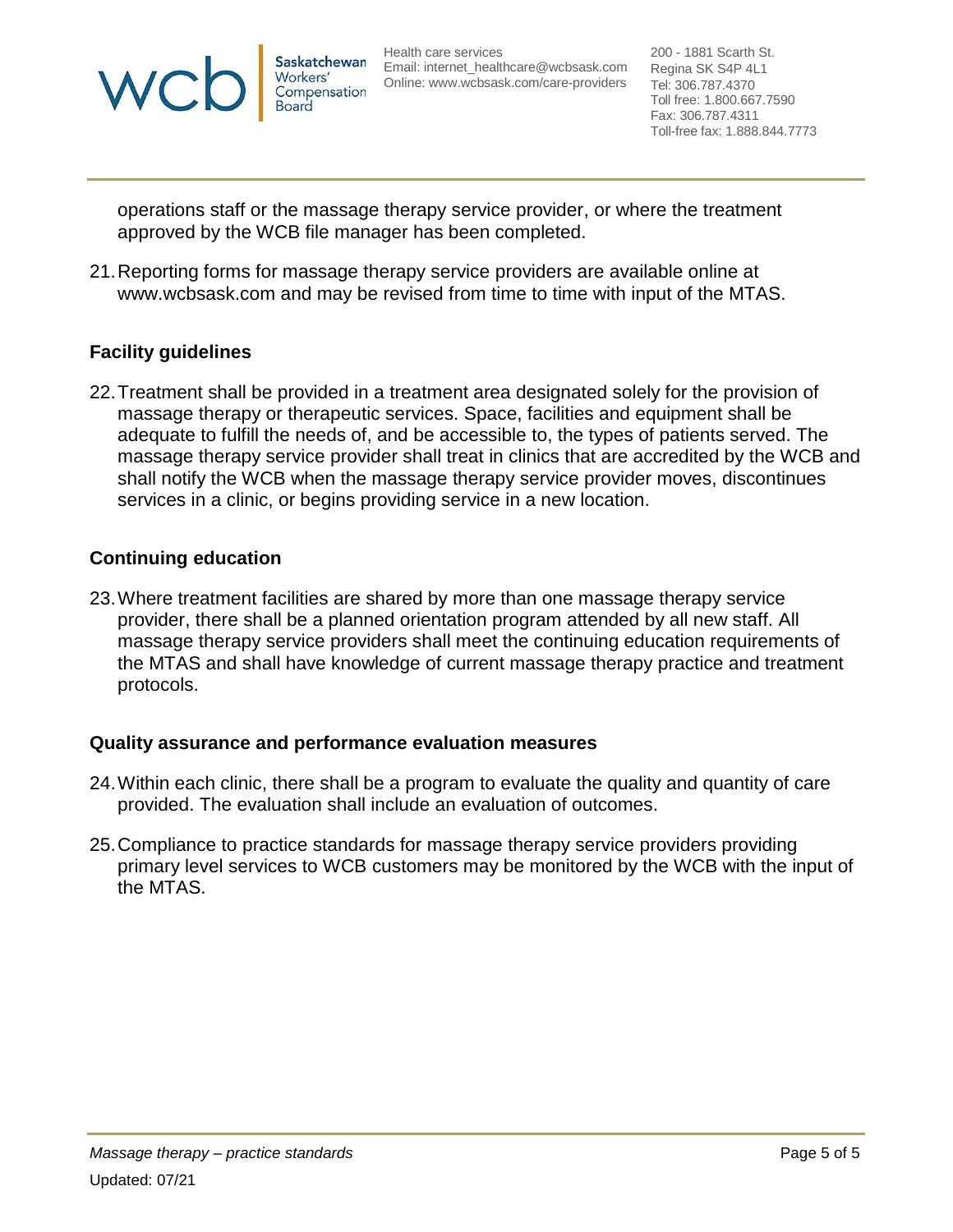operations staff or the massage therapy service provider, or where the treatment approved by the WCB file manager has been completed.

21. Reporting forms for massage therapy service providers are available online at www.wcbsask.com and may be revised from time to time with input of the MTAS.

### Facility guidelines

22. Treatment shall be provided in a treatment area designated solely for the provision of massage therapy or therapeutic services. Space, facilities and equipment shall be adequate to fulfill the needs of, and be accessible to, the types of patients served. The massage therapy service provider shall treat in clinics that are accredited by the WCB and shall notify the WCB when the massage therapy service provider moves, discontinues services in a clinic, or begins providing service in a new location.

### Continuing education

23. Where treatment facilities are shared by more than one massage therapy service provider, there shall be a planned orientation program attended by all new staff. All massage therapy service providers shall meet the continuing education requirements of the MTAS and shall have knowledge of current massage therapy practice and treatment protocols.

### Quality assurance and performance evaluation measures

24. Within each clinic, there shall be a program to evaluate the quality and quantity of care provided. The evaluation shall include an evaluation of outcomes.

25. Compliance to practice standards for massage therapy service providers providing primary level services to WCB customers may be monitored by the WCB with the input of the MTAS.